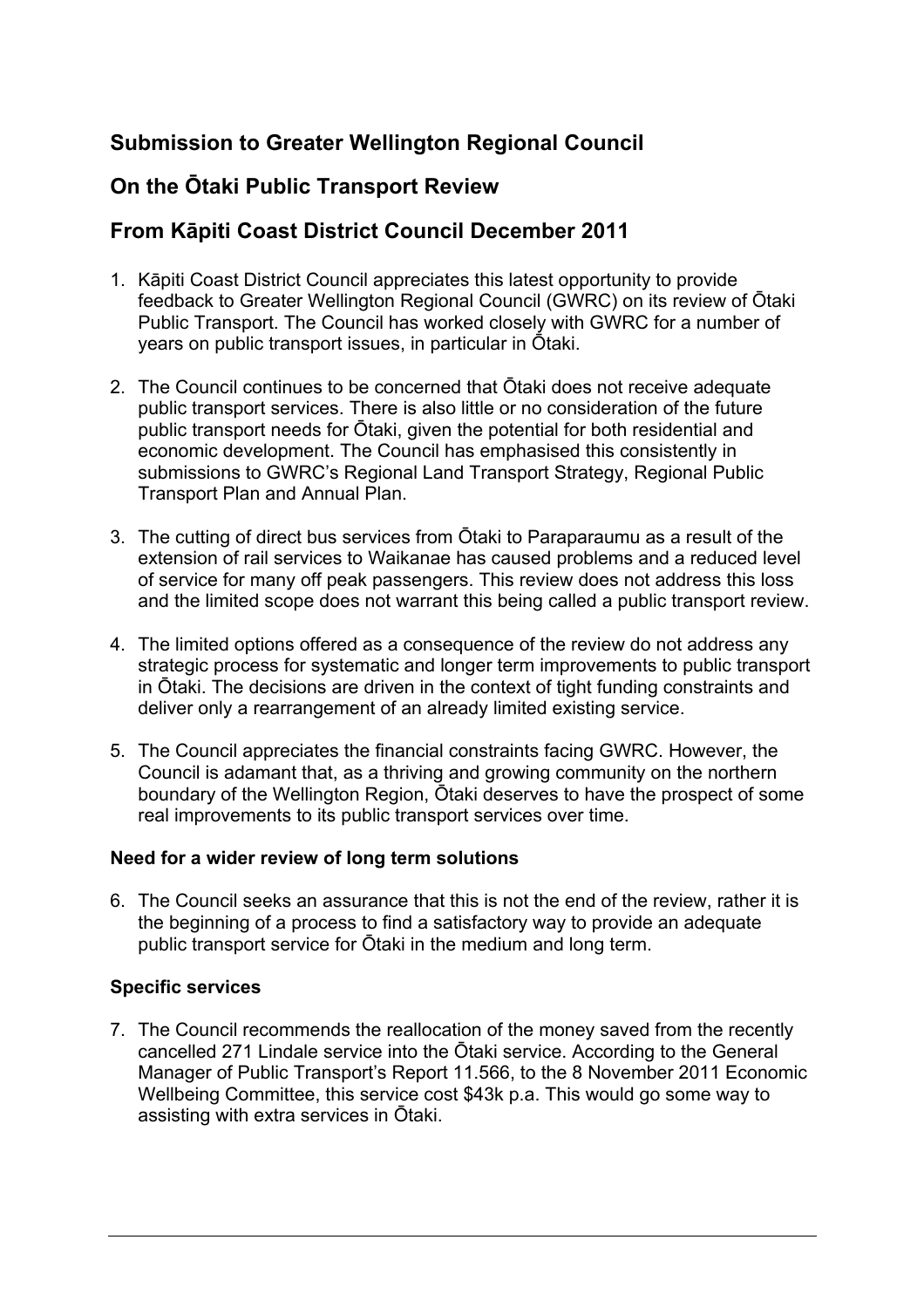## Submission to Greater Wellington Regional Council

## On the Ōtaki Public Transport Review

## From Kāpiti Coast District Council December 2011

1. Kāpiti Coast District Council appreciates this latest opportunity to provide feedback to Greater Wellington Regional Council (GWRC) on its review of Ōtaki Public Transport. The Council has worked closely with GWRC for a number of years on public transport issues, in particular in Ōtaki.

2. The Council continues to be concerned that Ōtaki does not receive adequate public transport services. There is also little or no consideration of the future public transport needs for Ōtaki, given the potential for both residential and economic development. The Council has emphasised this consistently in submissions to GWRC's Regional Land Transport Strategy, Regional Public Transport Plan and Annual Plan.

3. The cutting of direct bus services from Ōtaki to Paraparaumu as a result of the extension of rail services to Waikanae has caused problems and a reduced level of service for many off peak passengers. This review does not address this loss and the limited scope does not warrant this being called a public transport review.

4. The limited options offered as a consequence of the review do not address any strategic process for systematic and longer term improvements to public transport in Ōtaki. The decisions are driven in the context of tight funding constraints and deliver only a rearrangement of an already limited existing service.

5. The Council appreciates the financial constraints facing GWRC. However, the Council is adamant that, as a thriving and growing community on the northern boundary of the Wellington Region, Ōtaki deserves to have the prospect of some real improvements to its public transport services over time.

### Need for a wider review of long term solutions

6. The Council seeks an assurance that this is not the end of the review, rather it is the beginning of a process to find a satisfactory way to provide an adequate public transport service for Ōtaki in the medium and long term.

### Specific services

7. The Council recommends the reallocation of the money saved from the recently cancelled 271 Lindale service into the Ōtaki service. According to the General Manager of Public Transport's Report 11.566, to the 8 November 2011 Economic Wellbeing Committee, this service cost $43k p.a. This would go some way to assisting with extra services in Ōtaki.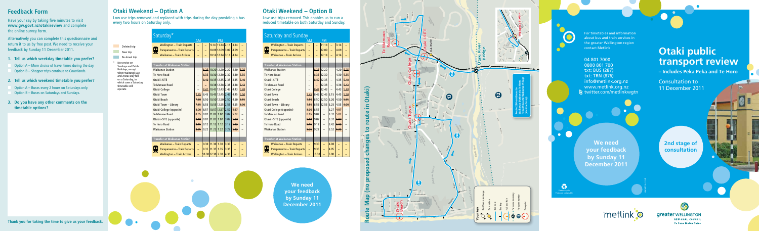## Feedback Form

Have your say by taking five minutes to visit **www.gw.govt.nz/otakireview** and complete the online survey form.

Alternatively you can complete this questionnaire and return it to us by free post. We need to receive your feedback by Sunday 11 December 2011.

**1. Tell us which weekday timetable you prefer?**

- Option A – More choice of travel times during the day.
- Option B – Shopper trips continue to Coastlands.

**2. Tell us which weekend timetable you prefer?**

- Option A – Buses every 2 hours on Saturdays only.
- Option B – Buses on Saturdays and Sundays.

**3. Do you have any other comments on the timetable options?**

**Thank you for taking the time to give us your feedback.**

## Otaki Weekend – Option A

Low use trips removed and replaced with trips during the day providing a bus every two hours on Saturday only.

Key: Deleted trip / New trip / Re-timed trip

\* No service on Sundays and Public Holidays, except when Waitangi Day and Anzac Day fall on a Saturday, in which case a Saturday timetable will operate.

| Saturday* | AM | AM | PM | PM | PM | PM | PM | PM |
|---|---|---|---|---|---|---|---|---|
| Wellington – Train Departs | – | – | 9.14 | 11.14 | 2.14 | 3.14 | – | |
| Paraparaumu – Train Departs | – | – | 10.09 | 12.09 | 3.09 | 4.09 | – | |
| Waikanae – Train Arrives | – | – | 10.14 | 12.14 | 3.14 | 4.14 | – | |
| **Transfer at Waikanae Station** | | | | | | | | |
| Waikanae Station | – | 8.25 | 10.20 | 12.20 | 2.20 | 4.20 | 5.25 | |
| Te Horo Road | – | 8.30 | 10.30 | 12.30 | 2.30 | 4.30 | 5.35 | |
| Otaki i-SITE | – | 8.40 | 10.35 | 12.35 | 2.35 | 4.35 | 5.40 | |
| Te Manuao Road | – | – | 10.38 | 12.38 | 2.38 | 4.38 | 5.43 | |
| Otaki College | – | 8.43 | 10.43 | 12.43 | 2.43 | 4.43 | 5.48 | |
| Otaki Town | 7.45 | 8.45 | 10.45 | 12.45 | 2.45 | 4.45 | 5.50 | |
| Otaki Beach | 7.50 | 8.50 | 10.50 | 12.50 | 2.50 | 4.50 | 5.55 | |
| Otaki Town – Library | 7.55 | 8.55 | 10.55 | 12.55 | 2.55 | 4.55 | 6.00 | |
| Otaki College (opposite) | 8.00 | 8.57 | 10.57 | 12.57 | 2.57 | 4.57 | – | |
| Te Manuao Road | 8.05 | 9.02 | 11.02 | 1.02 | 3.02 | 5.02 | – | |
| Otaki i-SITE (opposite) | 8.10 | 9.07 | 11.07 | 1.07 | 3.07 | 5.07 | – | |
| Te Horo Road | 8.15 | 9.12 | 11.12 | 1.12 | 3.12 | 5.12 | – | |
| Waikanae Station | 8.25 | 9.22 | 11.22 | 1.22 | 3.22 | 5.22 | – | |
| **Transfer at Waikanae Station** | | | | | | | | |
| Waikanae – Train Departs | – | 9.30 | 11.30 | 1.30 | 3.30 | – | – | |
| Paraparaumu – Train Departs | – | 9.35 | 11.35 | 1.35 | 3.35 | – | – | |
| Wellington – Train Arrives | – | 10.30 | 12.30 | 2.30 | 4.30 | – | – | |

## Otaki Weekend – Option B

Low use trips removed. This enables us to run a reduced timetable on both Saturday and Sunday.

| Saturday and Sunday | AM | AM | PM | PM | PM | PM | PM |
|---|---|---|---|---|---|---|---|
| Wellington – Train Departs | – | – | 11.14 | – | 3.14 | – | |
| Paraparaumu – Train Departs | – | – | 12.09 | – | 4.09 | – | |
| Waikanae – Train Arrives | – | – | 12.14 | – | 4.14 | – | |
| **Transfer at Waikanae Station** | | | | | | | |
| Waikanae Station | – | 8.25 | 12.20 | – | 4.20 | 5.25 | |
| Te Horo Road | – | 8.30 | 12.30 | – | 4.30 | 5.35 | |
| Otaki i-SITE | – | 8.40 | 12.35 | – | 4.35 | 5.40 | |
| Te Manuao Road | – | – | 12.38 | – | 4.38 | 5.43 | |
| Otaki College | – | 8.43 | 12.43 | – | 4.43 | 5.48 | |
| Otaki Town | 7.45 | 8.45 | 12.45 | 3.15 | 4.45 | 5.50 | |
| Otaki Beach | 7.50 | 8.50 | 12.50 | 3.20 | 4.50 | 5.55 | |
| Otaki Town – Library | 7.55 | 8.55 | 12.55 | 3.25 | 4.55 | 6.00 | |
| Otaki College (opposite) | 8.00 | 8.57 | – | 3.27 | 4.57 | – | |
| Te Manuao Road | 8.05 | 9.02 | – | 3.32 | 5.02 | – | |
| Otaki i-SITE (opposite) | 8.10 | 9.07 | – | 3.37 | 5.07 | – | |
| Te Horo Road | 8.15 | 9.12 | – | 3.42 | 5.12 | – | |
| Waikanae Station | 8.25 | 9.22 | – | 3.52 | 5.22 | – | |
| **Transfer at Waikanae Station** | | | | | | | |
| Waikanae – Train Departs | – | 9.30 | – | 4.00 | – | – | |
| Paraparaumu – Train Departs | – | 9.35 | – | 4.05 | – | – | |
| Wellington – Train Arrives | – | 10.30 | – | 5.00 | – | – | |

**We need your feedback by Sunday 11 December 2011**

## Route Map (no proposed changes to route in Otaki)

Te Manuao Road · Otaki i-SITE · Otaki College · Otaki Town · Otaki Beach · Otaki River Bridge · Waikanae Station

Route 290 continues to Waikanae Station via Te Horo, Peka Peka and Waikanae Village (see inset map)

**Your key:** Bus Route in both directions · Bus stop · Timing stop · Hail and Ride · Train station · Fare zone boundary · Fare zone number · Timepoint

For timetables and information about bus and train services in the greater Wellington region contact Metlink

04 801 7000
0800 801 700
txt: BUS (287)
txt: TRN (876)
info@metlink.org.nz
www.metlink.org.nz
twitter.com/metlinkwgtn

# Otaki public transport review

**– Includes Peka Peka and Te Horo**

Consultation to 11 December 2011

**We need your feedback by Sunday 11 December 2011**

**2nd stage of consultation**

metlink

Greater Wellington Regional Council
Te Pane Matua Taiao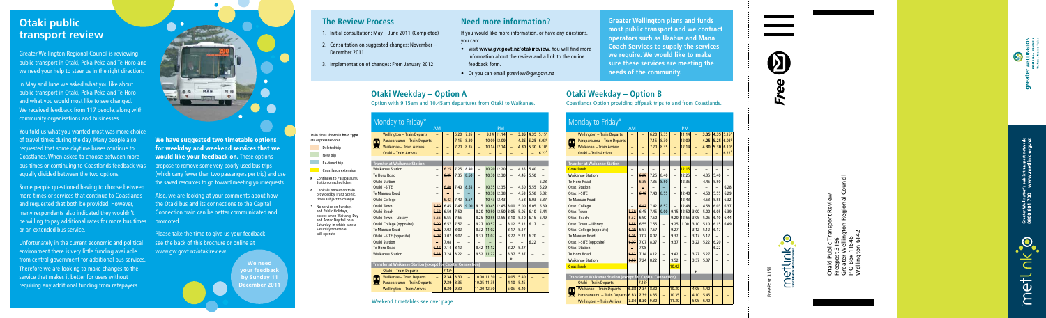# Otaki public transport review

Greater Wellington Regional Council is reviewing public transport in Otaki, Peka Peka and Te Horo and we need your help to steer us in the right direction.

In May and June we asked what you like about public transport in Otaki, Peka Peka and Te Horo and what you would like to see changed. We received feedback from 117 people, along with community organisations and businesses.

You told us what you wanted most was more choice of travel times during the day. Many people also requested that some daytime buses continue to Coastlands. When asked to choose between more bus times or continuing to Coastlands feedback was equally divided between the two options.

Some people questioned having to choose between more times or services that continue to Coastlands and requested that both be provided. However, many respondents also indicated they wouldn't be willing to pay additional rates for more bus times or an extended bus service.

Unfortunately in the current economic and political environment there is very little funding available from central government for additional bus services. Therefore we are looking to make changes to the service that makes it better for users without requiring any additional funding from ratepayers.

**We have suggested two timetable options for weekday and weekend services that we would like your feedback on.** These options propose to remove some very poorly used bus trips (which carry fewer than two passengers per trip) and use the saved resources to go toward meeting your requests.

Also, we are looking at your comments about how the Otaki bus and its connections to the Capital Connection train can be better communicated and promoted.

Please take the time to give us your feedback – see the back of this brochure or online at www.gw.govt.nz/otakireview.

We need your feedback by Sunday 11 December 2011

## The Review Process

1. Initial consultation: May – June 2011 (Completed)
2. Consultation on suggested changes: November – December 2011
3. Implementation of changes: From January 2012

## Need more information?

If you would like more information, or have any questions, you can:

- Visit **www.gw.govt.nz/otakireview**. You will find more information about the review and a link to the online feedback form.
- Or you can email ptreview@gw.govt.nz

**Greater Wellington plans and funds most public transport and we contract operators such as Uzabus and Mana Coach Services to supply the services we require. We would like to make sure these services are meeting the needs of the community.**

Train times shown in **bold type** are express services.

- Deleted trip
- New trip
- Re-timed trip
- Coastlands extension

\# Continues to Paraparaumu Station on school days

c Capital Connection train provided by Tranz Scenic, times subject to change

\* No service on Sundays and Public Holidays, except when Waitangi Day and Anzac Day fall on a Saturday, in which case a Saturday timetable will operate

## Otaki Weekday – Option A

Option with 9.15am and 10.45am departures from Otaki to Waikanae.

### Monday to Friday*

| | AM | | | | | | PM | | | | |
|---|---|---|---|---|---|---|---|---|---|---|---|
| Wellington – Train Departs | – | – | 6.20 | 7.35 | – | 9.14 | 11.14 | – | 3.35 | 4.35 | 5.15c |
| Paraparaumu – Train Departs | – | – | 7.15 | 8.30 | – | 10.09 | 12.09 | – | 4.25 | 5.25 | 6.03c |
| Waikanae – Train Arrives | – | – | 7.20 | 8.35 | – | 10.14 | 12.14 | – | 4.30 | 5.30 | 6.10c |
| Otaki – Train Arrives | – | – | – | – | – | – | – | – | – | – | 6.22c |
| **Transfer at Waikanae Station** | | | | | | | | | | | |
| Waikanae Station | – | 6.20 | 7.25 | 8.40 | – | 10.20 | 12.20 | – | 4.35 | 5.40 | – |
| Te Horo Road | – | 6.35 | 7.35 | 8.50 | – | 10.30 | 12.30 | – | 4.45 | 5.50 | – |
| Otaki Station | – | – | – | – | – | – | – | – | – | – | 6.28 |
| Otaki i-SITE | – | 6.40 | 7.40 | 8.55 | – | 10.35 | 12.35 | – | 4.50 | 5.55 | 6.29 |
| Te Manuao Road | – | – | – | – | – | 10.38 | 12.38 | – | 4.53 | 5.58 | 6.32 |
| Otaki College | – | 6.43 | 7.42 | 8.57 | – | 10.43 | 12.43 | – | 4.58 | 6.03 | 6.37 |
| Otaki Town | 5.30 | 6.45 | 7.45 | 9.00 | 9.15 | 10.45 | 12.45 | 3.00 | 5.00 | 6.05 | 6.39 |
| Otaki Beach | 5.32 | 6.50 | 7.50 | – | 9.20 | 10.50 | 12.50 | 3.05 | 5.05 | 6.10 | 6.44 |
| Otaki Town – Library | 5.35 | 6.55 | 7.55 | – | 9.25 | 10.55 | 12.55 | 3.10 | 5.10 | 6.15 | 6.49 |
| Otaki College (opposite) | 5.40 | 6.57 | 7.57 | – | 9.27 | 10.57 | – | 3.12 | 5.12 | 6.17 | – |
| Te Manuao Road | 5.45 | 7.02 | 8.02 | – | 9.32 | 11.02 | – | 3.17 | 5.17 | – | – |
| Otaki i-SITE (opposite) | 5.47 | 7.07 | 8.07 | – | 9.37 | 11.07 | – | 3.22 | 5.22 | 6.20 | – |
| Otaki Station | – | 7.08 | – | – | – | – | – | – | – | 6.22 | – |
| Te Horo Road | 6.11 | 7.14 | 8.12 | – | 9.42 | 11.12 | – | 3.27 | 5.27 | – | – |
| Waikanae Station | 6.23 | 7.24 | 8.22 | – | 9.52 | 11.22 | – | 3.37 # | 5.37 | – | – |
| **Transfer at Waikanae Station (except for Capital Connection)** | | | | | | | | | | | |
| Otaki – Train Departs | – | 7.11c | – | – | – | – | – | – | – | – | – |
| Waikanae – Train Departs | – | 7.34 | 8.30 | – | 10.00 | 11.30 | – | 4.05 | 5.40 | – | – |
| Paraparaumu – Train Departs | – | 7.39 | 8.35 | – | 10.05 | 11.35 | – | 4.10 | 5.45 | – | – |
| Wellington – Train Arrives | – | 8.30 | 9.30 | – | 11.00 | 12.30 | – | 5.05 | 6.40 | – | – |

Weekend timetables see over page.

## Otaki Weekday – Option B

Coastlands Option providing offpeak trips to and from Coastlands.

### Monday to Friday*

| | AM | | | | | PM | | | | |
|---|---|---|---|---|---|---|---|---|---|---|
| Wellington – Train Departs | – | – | 6.20 | 7.35 | – | 11.14 | – | 3.35 | 4.35 | 5.15c |
| Paraparaumu – Train Departs | – | – | 7.15 | 8.30 | – | 12.09 | – | 4.25 | 5.25 | 6.03c |
| Waikanae – Train Arrives | – | – | 7.20 | 8.35 | – | 12.14 | – | 4.30 | 5.30 | 6.10c |
| Otaki – Train Arrives | – | – | – | – | – | – | – | – | – | 6.22c |
| **Transfer at Waikanae Station** | | | | | | | | | | |
| Coastlands | – | – | – | – | – | 12.15 | – | – | – | – |
| Waikanae Station | – | 6.20 | 7.25 | 8.40 | – | 12.25 | – | 4.35 | 5.40 | – |
| Te Horo Road | – | 6.35 | 7.35 | 8.50 | – | 12.35 | – | 4.45 | 5.50 | – |
| Otaki Station | – | – | – | – | – | – | – | – | – | 6.28 |
| Otaki i-SITE | – | 6.40 | 7.40 | 8.55 | – | 12.40 | – | 4.50 | 5.55 | 6.29 |
| Te Manuao Road | – | – | – | – | – | 12.43 | – | 4.53 | 5.58 | 6.32 |
| Otaki College | – | 6.43 | 7.42 | 8.57 | – | 12.48 | – | 4.58 | 6.03 | 6.37 |
| Otaki Town | 5.30 | 6.45 | 7.45 | 9.00 | 9.15 | 12.50 | 3.00 | 5.00 | 6.05 | 6.39 |
| Otaki Beach | 5.32 | 6.50 | 7.50 | – | 9.20 | 12.55 | 3.05 | 5.05 | 6.10 | 6.44 |
| Otaki Town – Library | 5.35 | 6.55 | 7.55 | – | 9.25 | 1.00 | 3.10 | 5.10 | 6.15 | 6.49 |
| Otaki College (opposite) | 5.40 | 6.57 | 7.57 | – | 9.27 | – | 3.12 | 5.12 | 6.17 | – |
| Te Manuao Road | 5.45 | 7.02 | 8.02 | – | 9.32 | – | 3.17 | 5.17 | – | – |
| Otaki i-SITE (opposite) | 5.47 | 7.07 | 8.07 | – | 9.37 | – | 3.22 | 5.22 | 6.20 | – |
| Otaki Station | – | 7.08 | – | – | – | – | – | – | 6.22 | – |
| Te Horo Road | 6.11 | 7.14 | 8.12 | – | 9.42 | – | 3.27 | 5.27 | – | – |
| Waikanae Station | 6.23 | 7.24 | 8.22 | – | 9.52 | – | 3.37 | 5.37 | – | – |
| Coastlands | – | – | – | – | 10.02 | – | # | – | – | – |
| **Transfer at Waikanae Station (except for Capital Connection)** | | | | | | | | | | |
| Otaki – Train Departs | – | 7.11c | – | – | – | – | – | – | – | – |
| Waikanae – Train Departs | 6.28 | 7.34 | 8.30 | – | 10.30 | – | 4.05 | 5.40 | – | – |
| Paraparaumu – Train Departs | 6.33 | 7.39 | 8.35 | – | 10.35 | – | 4.10 | 5.45 | – | – |
| Wellington – Train Arrives | 7.24 | 8.30 | 9.30 | – | 11.30 | – | 5.05 | 6.40 | – | – |

Free

Freepost 3156

metlink

Otaki Public Transport Review
Freepost 3156
Greater Wellington Regional Council
P O Box 11646
Wellington 6142

metlink
Greater Wellington's public transport network
0800 801 700 www.metlink.org.nz

greater WELLINGTON REGIONAL COUNCIL Te Pane Matua Taiao